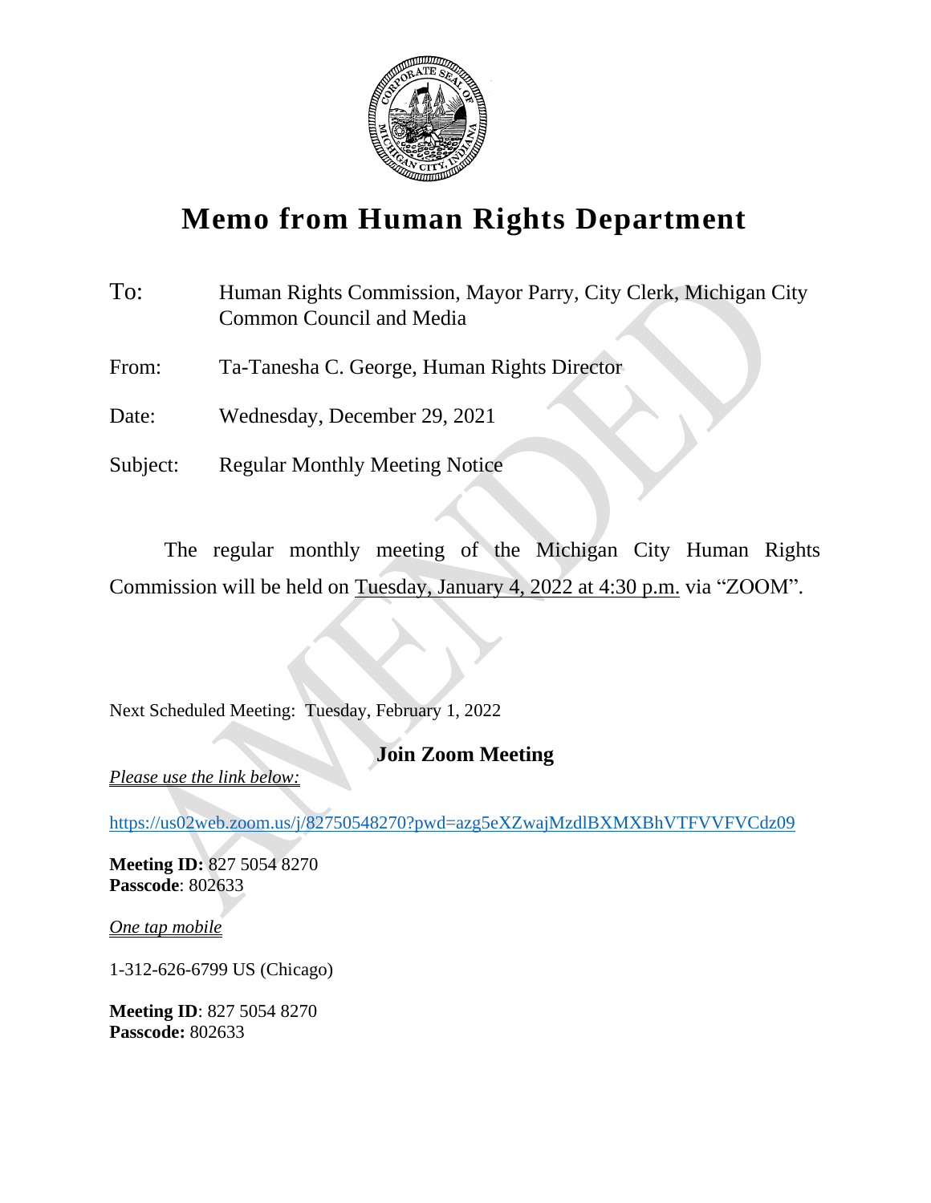# Memo from Human Rights Department

To: Human Rights Commission, Mayor Parry, City Clerk, Michigan City Common Council and Media

From: Ta-Tanesha C. George, Human Rights Director

Date: Wednesday, December 29, 2021

Subject: Regular Monthly Meeting Notice

The regular monthly meeting of the Michigan City Human Rights Commission will be held on Tuesday, January 4, 2022 at 4:30 p.m. via "ZOOM".

Next Scheduled Meeting: Tuesday, February 1, 2022

## Join Zoom Meeting

*Please use the link below:*

https://us02web.zoom.us/j/82750548270?pwd=azg5eXZwajMzdlBXMXBhVTFVVFVCdz09

**Meeting ID:** 827 5054 8270
**Passcode**: 802633

*One tap mobile*

1-312-626-6799 US (Chicago)

**Meeting ID**: 827 5054 8270
**Passcode:** 802633

AMENDED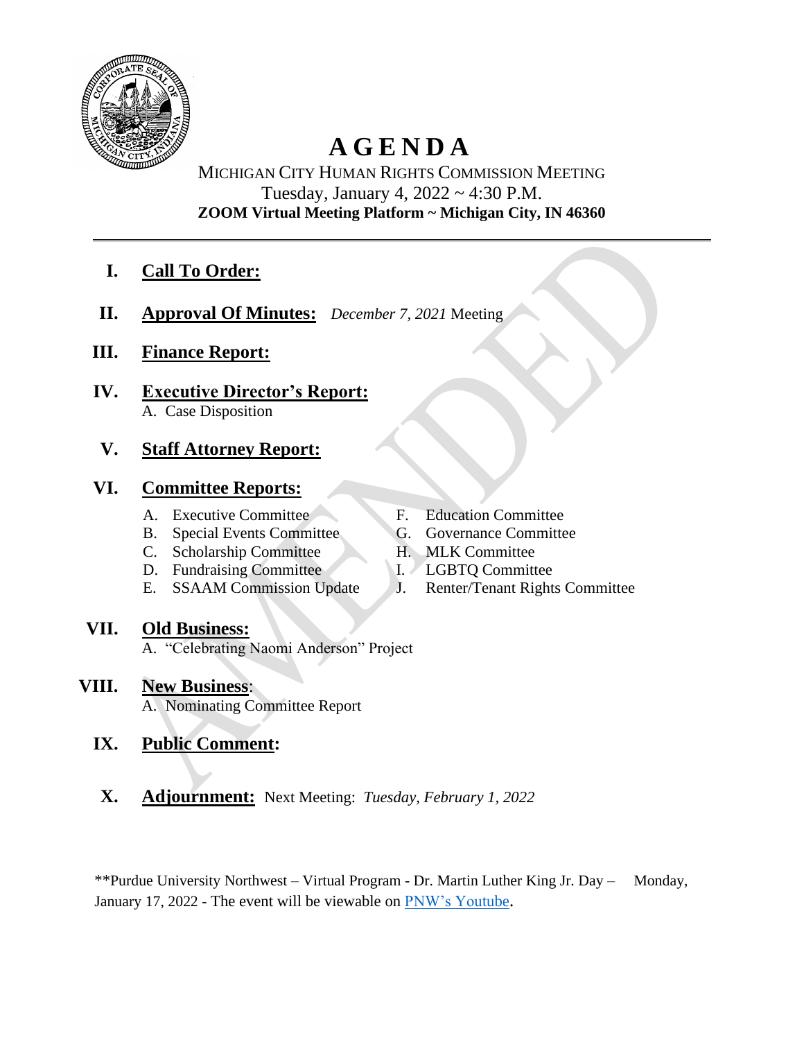# AGENDA

MICHIGAN CITY HUMAN RIGHTS COMMISSION MEETING
Tuesday, January 4, 2022 ~ 4:30 P.M.
**ZOOM Virtual Meeting Platform ~ Michigan City, IN 46360**

AMENDED

---

**I. Call To Order:**

**II. Approval Of Minutes:** *December 7, 2021* Meeting

**III. Finance Report:**

**IV. Executive Director's Report:**

A. Case Disposition

**V. Staff Attorney Report:**

**VI. Committee Reports:**

A. Executive Committee
B. Special Events Committee
C. Scholarship Committee
D. Fundraising Committee
E. SSAAM Commission Update
F. Education Committee
G. Governance Committee
H. MLK Committee
I. LGBTQ Committee
J. Renter/Tenant Rights Committee

**VII. Old Business:**

A. "Celebrating Naomi Anderson" Project

**VIII. New Business:**

A. Nominating Committee Report

**IX. Public Comment:**

**X. Adjournment:** Next Meeting: *Tuesday, February 1, 2022*

**Purdue University Northwest – Virtual Program - Dr. Martin Luther King Jr. Day – Monday, January 17, 2022 - The event will be viewable on PNW's Youtube.